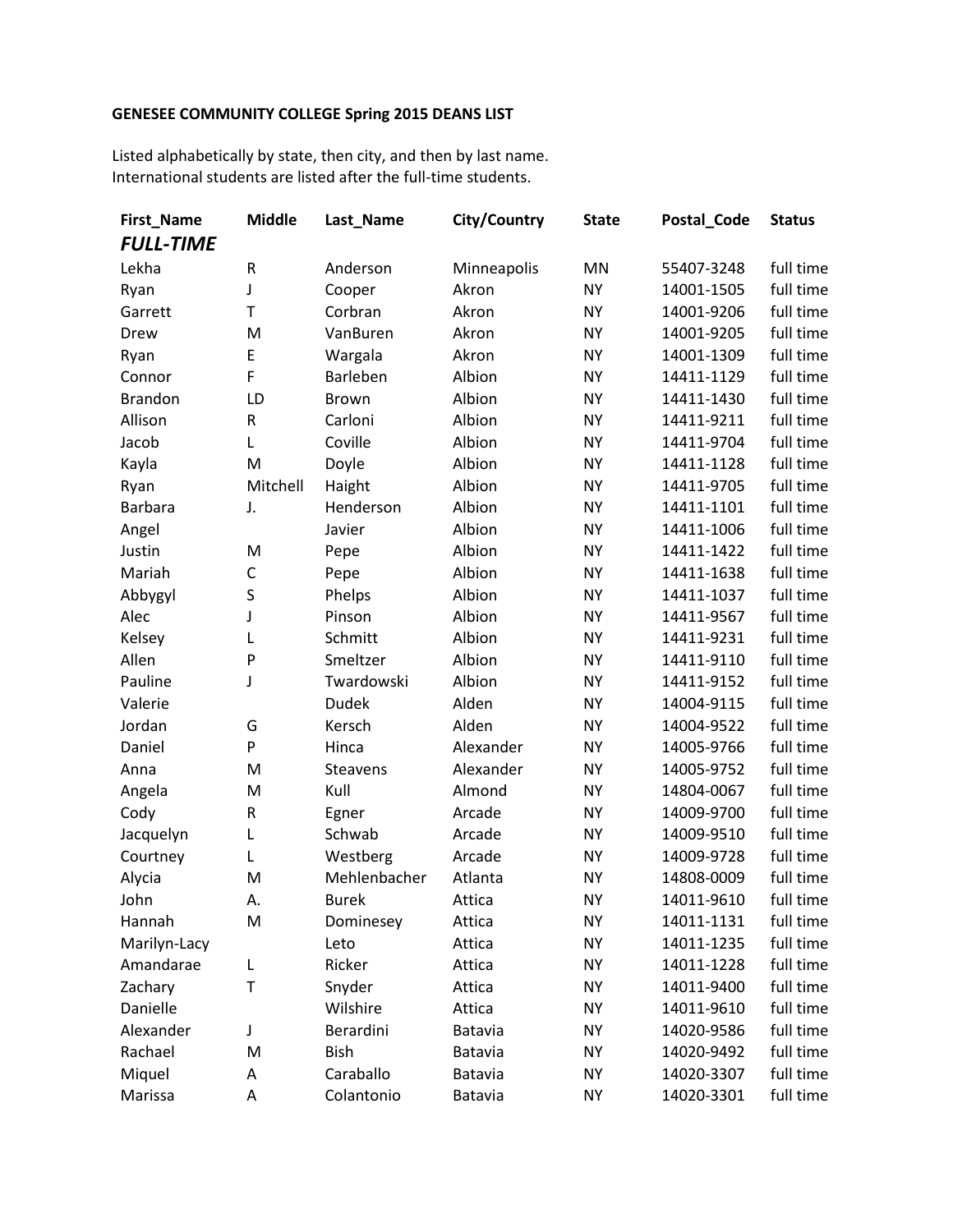**GENESEE COMMUNITY COLLEGE Spring 2015 DEANS LIST**

Listed alphabetically by state, then city, and then by last name.
International students are listed after the full-time students.

| First_Name | Middle | Last_Name | City/Country | State | Postal_Code | Status |
|---|---|---|---|---|---|---|
| ***FULL-TIME*** | | | | | | |
| Lekha | R | Anderson | Minneapolis | MN | 55407-3248 | full time |
| Ryan | J | Cooper | Akron | NY | 14001-1505 | full time |
| Garrett | T | Corbran | Akron | NY | 14001-9206 | full time |
| Drew | M | VanBuren | Akron | NY | 14001-9205 | full time |
| Ryan | E | Wargala | Akron | NY | 14001-1309 | full time |
| Connor | F | Barleben | Albion | NY | 14411-1129 | full time |
| Brandon | LD | Brown | Albion | NY | 14411-1430 | full time |
| Allison | R | Carloni | Albion | NY | 14411-9211 | full time |
| Jacob | L | Coville | Albion | NY | 14411-9704 | full time |
| Kayla | M | Doyle | Albion | NY | 14411-1128 | full time |
| Ryan | Mitchell | Haight | Albion | NY | 14411-9705 | full time |
| Barbara | J. | Henderson | Albion | NY | 14411-1101 | full time |
| Angel | | Javier | Albion | NY | 14411-1006 | full time |
| Justin | M | Pepe | Albion | NY | 14411-1422 | full time |
| Mariah | C | Pepe | Albion | NY | 14411-1638 | full time |
| Abbygyl | S | Phelps | Albion | NY | 14411-1037 | full time |
| Alec | J | Pinson | Albion | NY | 14411-9567 | full time |
| Kelsey | L | Schmitt | Albion | NY | 14411-9231 | full time |
| Allen | P | Smeltzer | Albion | NY | 14411-9110 | full time |
| Pauline | J | Twardowski | Albion | NY | 14411-9152 | full time |
| Valerie | | Dudek | Alden | NY | 14004-9115 | full time |
| Jordan | G | Kersch | Alden | NY | 14004-9522 | full time |
| Daniel | P | Hinca | Alexander | NY | 14005-9766 | full time |
| Anna | M | Steavens | Alexander | NY | 14005-9752 | full time |
| Angela | M | Kull | Almond | NY | 14804-0067 | full time |
| Cody | R | Egner | Arcade | NY | 14009-9700 | full time |
| Jacquelyn | L | Schwab | Arcade | NY | 14009-9510 | full time |
| Courtney | L | Westberg | Arcade | NY | 14009-9728 | full time |
| Alycia | M | Mehlenbacher | Atlanta | NY | 14808-0009 | full time |
| John | A. | Burek | Attica | NY | 14011-9610 | full time |
| Hannah | M | Dominesey | Attica | NY | 14011-1131 | full time |
| Marilyn-Lacy | | Leto | Attica | NY | 14011-1235 | full time |
| Amandarae | L | Ricker | Attica | NY | 14011-1228 | full time |
| Zachary | T | Snyder | Attica | NY | 14011-9400 | full time |
| Danielle | | Wilshire | Attica | NY | 14011-9610 | full time |
| Alexander | J | Berardini | Batavia | NY | 14020-9586 | full time |
| Rachael | M | Bish | Batavia | NY | 14020-9492 | full time |
| Miquel | A | Caraballo | Batavia | NY | 14020-3307 | full time |
| Marissa | A | Colantonio | Batavia | NY | 14020-3301 | full time |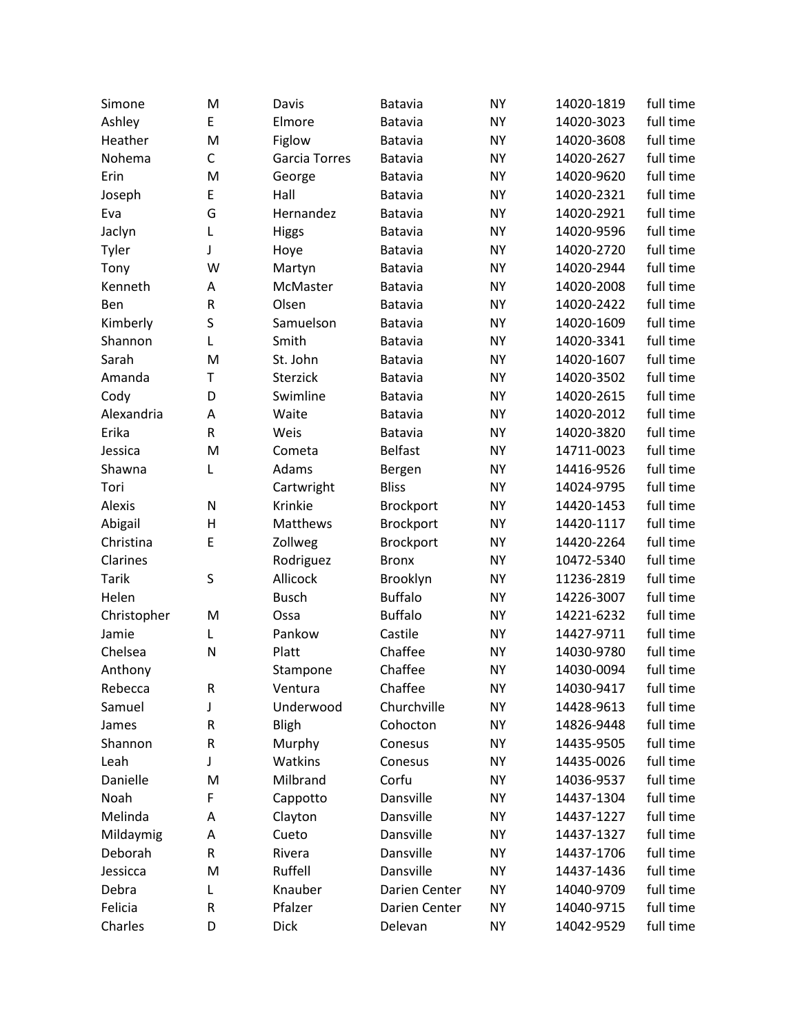| | | | | | | |
|---|---|---|---|---|---|---|
| Simone | M | Davis | Batavia | NY | 14020-1819 | full time |
| Ashley | E | Elmore | Batavia | NY | 14020-3023 | full time |
| Heather | M | Figlow | Batavia | NY | 14020-3608 | full time |
| Nohema | C | Garcia Torres | Batavia | NY | 14020-2627 | full time |
| Erin | M | George | Batavia | NY | 14020-9620 | full time |
| Joseph | E | Hall | Batavia | NY | 14020-2321 | full time |
| Eva | G | Hernandez | Batavia | NY | 14020-2921 | full time |
| Jaclyn | L | Higgs | Batavia | NY | 14020-9596 | full time |
| Tyler | J | Hoye | Batavia | NY | 14020-2720 | full time |
| Tony | W | Martyn | Batavia | NY | 14020-2944 | full time |
| Kenneth | A | McMaster | Batavia | NY | 14020-2008 | full time |
| Ben | R | Olsen | Batavia | NY | 14020-2422 | full time |
| Kimberly | S | Samuelson | Batavia | NY | 14020-1609 | full time |
| Shannon | L | Smith | Batavia | NY | 14020-3341 | full time |
| Sarah | M | St. John | Batavia | NY | 14020-1607 | full time |
| Amanda | T | Sterzick | Batavia | NY | 14020-3502 | full time |
| Cody | D | Swimline | Batavia | NY | 14020-2615 | full time |
| Alexandria | A | Waite | Batavia | NY | 14020-2012 | full time |
| Erika | R | Weis | Batavia | NY | 14020-3820 | full time |
| Jessica | M | Cometa | Belfast | NY | 14711-0023 | full time |
| Shawna | L | Adams | Bergen | NY | 14416-9526 | full time |
| Tori | | Cartwright | Bliss | NY | 14024-9795 | full time |
| Alexis | N | Krinkie | Brockport | NY | 14420-1453 | full time |
| Abigail | H | Matthews | Brockport | NY | 14420-1117 | full time |
| Christina | E | Zollweg | Brockport | NY | 14420-2264 | full time |
| Clarines | | Rodriguez | Bronx | NY | 10472-5340 | full time |
| Tarik | S | Allicock | Brooklyn | NY | 11236-2819 | full time |
| Helen | | Busch | Buffalo | NY | 14226-3007 | full time |
| Christopher | M | Ossa | Buffalo | NY | 14221-6232 | full time |
| Jamie | L | Pankow | Castile | NY | 14427-9711 | full time |
| Chelsea | N | Platt | Chaffee | NY | 14030-9780 | full time |
| Anthony | | Stampone | Chaffee | NY | 14030-0094 | full time |
| Rebecca | R | Ventura | Chaffee | NY | 14030-9417 | full time |
| Samuel | J | Underwood | Churchville | NY | 14428-9613 | full time |
| James | R | Bligh | Cohocton | NY | 14826-9448 | full time |
| Shannon | R | Murphy | Conesus | NY | 14435-9505 | full time |
| Leah | J | Watkins | Conesus | NY | 14435-0026 | full time |
| Danielle | M | Milbrand | Corfu | NY | 14036-9537 | full time |
| Noah | F | Cappotto | Dansville | NY | 14437-1304 | full time |
| Melinda | A | Clayton | Dansville | NY | 14437-1227 | full time |
| Mildaymig | A | Cueto | Dansville | NY | 14437-1327 | full time |
| Deborah | R | Rivera | Dansville | NY | 14437-1706 | full time |
| Jessicca | M | Ruffell | Dansville | NY | 14437-1436 | full time |
| Debra | L | Knauber | Darien Center | NY | 14040-9709 | full time |
| Felicia | R | Pfalzer | Darien Center | NY | 14040-9715 | full time |
| Charles | D | Dick | Delevan | NY | 14042-9529 | full time |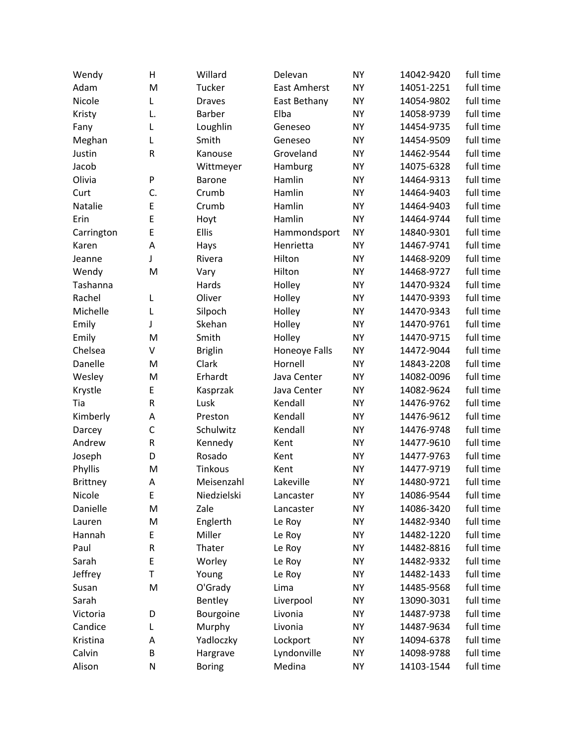| | | | | | | |
|---|---|---|---|---|---|---|
| Wendy | H | Willard | Delevan | NY | 14042-9420 | full time |
| Adam | M | Tucker | East Amherst | NY | 14051-2251 | full time |
| Nicole | L | Draves | East Bethany | NY | 14054-9802 | full time |
| Kristy | L. | Barber | Elba | NY | 14058-9739 | full time |
| Fany | L | Loughlin | Geneseo | NY | 14454-9735 | full time |
| Meghan | L | Smith | Geneseo | NY | 14454-9509 | full time |
| Justin | R | Kanouse | Groveland | NY | 14462-9544 | full time |
| Jacob | | Wittmeyer | Hamburg | NY | 14075-6328 | full time |
| Olivia | P | Barone | Hamlin | NY | 14464-9313 | full time |
| Curt | C. | Crumb | Hamlin | NY | 14464-9403 | full time |
| Natalie | E | Crumb | Hamlin | NY | 14464-9403 | full time |
| Erin | E | Hoyt | Hamlin | NY | 14464-9744 | full time |
| Carrington | E | Ellis | Hammondsport | NY | 14840-9301 | full time |
| Karen | A | Hays | Henrietta | NY | 14467-9741 | full time |
| Jeanne | J | Rivera | Hilton | NY | 14468-9209 | full time |
| Wendy | M | Vary | Hilton | NY | 14468-9727 | full time |
| Tashanna | | Hards | Holley | NY | 14470-9324 | full time |
| Rachel | L | Oliver | Holley | NY | 14470-9393 | full time |
| Michelle | L | Silpoch | Holley | NY | 14470-9343 | full time |
| Emily | J | Skehan | Holley | NY | 14470-9761 | full time |
| Emily | M | Smith | Holley | NY | 14470-9715 | full time |
| Chelsea | V | Briglin | Honeoye Falls | NY | 14472-9044 | full time |
| Danelle | M | Clark | Hornell | NY | 14843-2208 | full time |
| Wesley | M | Erhardt | Java Center | NY | 14082-0096 | full time |
| Krystle | E | Kasprzak | Java Center | NY | 14082-9624 | full time |
| Tia | R | Lusk | Kendall | NY | 14476-9762 | full time |
| Kimberly | A | Preston | Kendall | NY | 14476-9612 | full time |
| Darcey | C | Schulwitz | Kendall | NY | 14476-9748 | full time |
| Andrew | R | Kennedy | Kent | NY | 14477-9610 | full time |
| Joseph | D | Rosado | Kent | NY | 14477-9763 | full time |
| Phyllis | M | Tinkous | Kent | NY | 14477-9719 | full time |
| Brittney | A | Meisenzahl | Lakeville | NY | 14480-9721 | full time |
| Nicole | E | Niedzielski | Lancaster | NY | 14086-9544 | full time |
| Danielle | M | Zale | Lancaster | NY | 14086-3420 | full time |
| Lauren | M | Englerth | Le Roy | NY | 14482-9340 | full time |
| Hannah | E | Miller | Le Roy | NY | 14482-1220 | full time |
| Paul | R | Thater | Le Roy | NY | 14482-8816 | full time |
| Sarah | E | Worley | Le Roy | NY | 14482-9332 | full time |
| Jeffrey | T | Young | Le Roy | NY | 14482-1433 | full time |
| Susan | M | O'Grady | Lima | NY | 14485-9568 | full time |
| Sarah | | Bentley | Liverpool | NY | 13090-3031 | full time |
| Victoria | D | Bourgoine | Livonia | NY | 14487-9738 | full time |
| Candice | L | Murphy | Livonia | NY | 14487-9634 | full time |
| Kristina | A | Yadloczky | Lockport | NY | 14094-6378 | full time |
| Calvin | B | Hargrave | Lyndonville | NY | 14098-9788 | full time |
| Alison | N | Boring | Medina | NY | 14103-1544 | full time |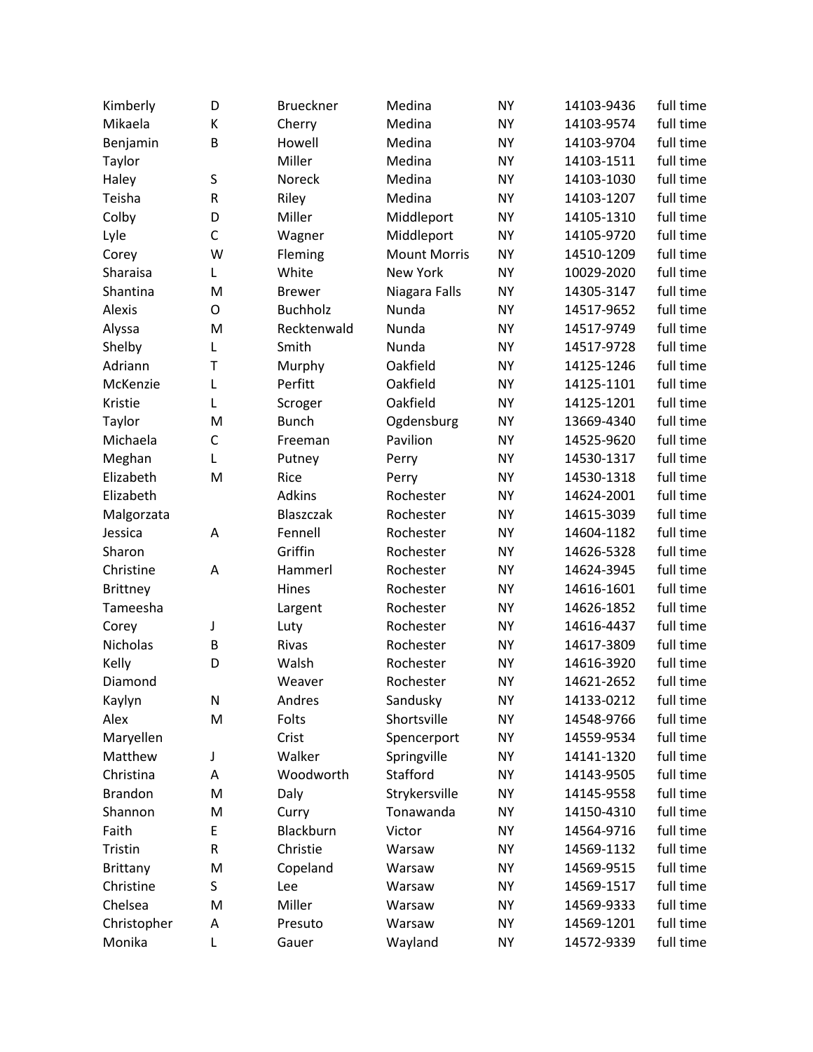| Kimberly | D | Brueckner | Medina | NY | 14103-9436 | full time |
|---|---|---|---|---|---|---|
| Mikaela | K | Cherry | Medina | NY | 14103-9574 | full time |
| Benjamin | B | Howell | Medina | NY | 14103-9704 | full time |
| Taylor | | Miller | Medina | NY | 14103-1511 | full time |
| Haley | S | Noreck | Medina | NY | 14103-1030 | full time |
| Teisha | R | Riley | Medina | NY | 14103-1207 | full time |
| Colby | D | Miller | Middleport | NY | 14105-1310 | full time |
| Lyle | C | Wagner | Middleport | NY | 14105-9720 | full time |
| Corey | W | Fleming | Mount Morris | NY | 14510-1209 | full time |
| Sharaisa | L | White | New York | NY | 10029-2020 | full time |
| Shantina | M | Brewer | Niagara Falls | NY | 14305-3147 | full time |
| Alexis | O | Buchholz | Nunda | NY | 14517-9652 | full time |
| Alyssa | M | Recktenwald | Nunda | NY | 14517-9749 | full time |
| Shelby | L | Smith | Nunda | NY | 14517-9728 | full time |
| Adriann | T | Murphy | Oakfield | NY | 14125-1246 | full time |
| McKenzie | L | Perfitt | Oakfield | NY | 14125-1101 | full time |
| Kristie | L | Scroger | Oakfield | NY | 14125-1201 | full time |
| Taylor | M | Bunch | Ogdensburg | NY | 13669-4340 | full time |
| Michaela | C | Freeman | Pavilion | NY | 14525-9620 | full time |
| Meghan | L | Putney | Perry | NY | 14530-1317 | full time |
| Elizabeth | M | Rice | Perry | NY | 14530-1318 | full time |
| Elizabeth | | Adkins | Rochester | NY | 14624-2001 | full time |
| Malgorzata | | Blaszczak | Rochester | NY | 14615-3039 | full time |
| Jessica | A | Fennell | Rochester | NY | 14604-1182 | full time |
| Sharon | | Griffin | Rochester | NY | 14626-5328 | full time |
| Christine | A | Hammerl | Rochester | NY | 14624-3945 | full time |
| Brittney | | Hines | Rochester | NY | 14616-1601 | full time |
| Tameesha | | Largent | Rochester | NY | 14626-1852 | full time |
| Corey | J | Luty | Rochester | NY | 14616-4437 | full time |
| Nicholas | B | Rivas | Rochester | NY | 14617-3809 | full time |
| Kelly | D | Walsh | Rochester | NY | 14616-3920 | full time |
| Diamond | | Weaver | Rochester | NY | 14621-2652 | full time |
| Kaylyn | N | Andres | Sandusky | NY | 14133-0212 | full time |
| Alex | M | Folts | Shortsville | NY | 14548-9766 | full time |
| Maryellen | | Crist | Spencerport | NY | 14559-9534 | full time |
| Matthew | J | Walker | Springville | NY | 14141-1320 | full time |
| Christina | A | Woodworth | Stafford | NY | 14143-9505 | full time |
| Brandon | M | Daly | Strykersville | NY | 14145-9558 | full time |
| Shannon | M | Curry | Tonawanda | NY | 14150-4310 | full time |
| Faith | E | Blackburn | Victor | NY | 14564-9716 | full time |
| Tristin | R | Christie | Warsaw | NY | 14569-1132 | full time |
| Brittany | M | Copeland | Warsaw | NY | 14569-9515 | full time |
| Christine | S | Lee | Warsaw | NY | 14569-1517 | full time |
| Chelsea | M | Miller | Warsaw | NY | 14569-9333 | full time |
| Christopher | A | Presuto | Warsaw | NY | 14569-1201 | full time |
| Monika | L | Gauer | Wayland | NY | 14572-9339 | full time |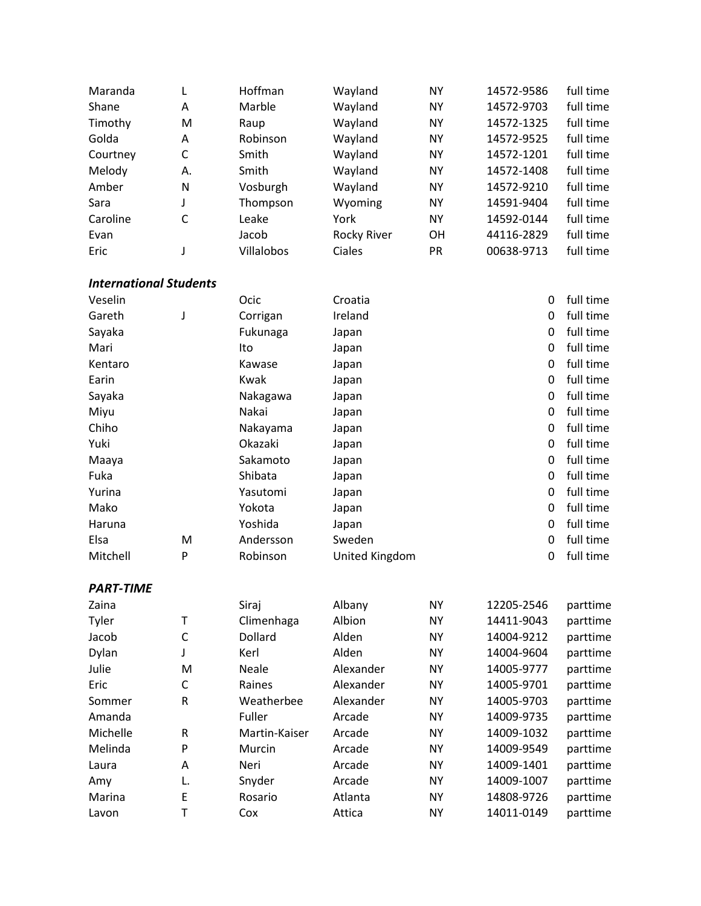| | | | | | | |
|---|---|---|---|---|---|---|
| Maranda | L | Hoffman | Wayland | NY | 14572-9586 | full time |
| Shane | A | Marble | Wayland | NY | 14572-9703 | full time |
| Timothy | M | Raup | Wayland | NY | 14572-1325 | full time |
| Golda | A | Robinson | Wayland | NY | 14572-9525 | full time |
| Courtney | C | Smith | Wayland | NY | 14572-1201 | full time |
| Melody | A. | Smith | Wayland | NY | 14572-1408 | full time |
| Amber | N | Vosburgh | Wayland | NY | 14572-9210 | full time |
| Sara | J | Thompson | Wyoming | NY | 14591-9404 | full time |
| Caroline | C | Leake | York | NY | 14592-0144 | full time |
| Evan | | Jacob | Rocky River | OH | 44116-2829 | full time |
| Eric | J | Villalobos | Ciales | PR | 00638-9713 | full time |

***International Students***

| | | | | | | |
|---|---|---|---|---|---|---|
| Veselin | | Ocic | Croatia | | 0 | full time |
| Gareth | J | Corrigan | Ireland | | 0 | full time |
| Sayaka | | Fukunaga | Japan | | 0 | full time |
| Mari | | Ito | Japan | | 0 | full time |
| Kentaro | | Kawase | Japan | | 0 | full time |
| Earin | | Kwak | Japan | | 0 | full time |
| Sayaka | | Nakagawa | Japan | | 0 | full time |
| Miyu | | Nakai | Japan | | 0 | full time |
| Chiho | | Nakayama | Japan | | 0 | full time |
| Yuki | | Okazaki | Japan | | 0 | full time |
| Maaya | | Sakamoto | Japan | | 0 | full time |
| Fuka | | Shibata | Japan | | 0 | full time |
| Yurina | | Yasutomi | Japan | | 0 | full time |
| Mako | | Yokota | Japan | | 0 | full time |
| Haruna | | Yoshida | Japan | | 0 | full time |
| Elsa | M | Andersson | Sweden | | 0 | full time |
| Mitchell | P | Robinson | United Kingdom | | 0 | full time |

***PART-TIME***

| | | | | | | |
|---|---|---|---|---|---|---|
| Zaina | | Siraj | Albany | NY | 12205-2546 | parttime |
| Tyler | T | Climenhaga | Albion | NY | 14411-9043 | parttime |
| Jacob | C | Dollard | Alden | NY | 14004-9212 | parttime |
| Dylan | J | Kerl | Alden | NY | 14004-9604 | parttime |
| Julie | M | Neale | Alexander | NY | 14005-9777 | parttime |
| Eric | C | Raines | Alexander | NY | 14005-9701 | parttime |
| Sommer | R | Weatherbee | Alexander | NY | 14005-9703 | parttime |
| Amanda | | Fuller | Arcade | NY | 14009-9735 | parttime |
| Michelle | R | Martin-Kaiser | Arcade | NY | 14009-1032 | parttime |
| Melinda | P | Murcin | Arcade | NY | 14009-9549 | parttime |
| Laura | A | Neri | Arcade | NY | 14009-1401 | parttime |
| Amy | L. | Snyder | Arcade | NY | 14009-1007 | parttime |
| Marina | E | Rosario | Atlanta | NY | 14808-9726 | parttime |
| Lavon | T | Cox | Attica | NY | 14011-0149 | parttime |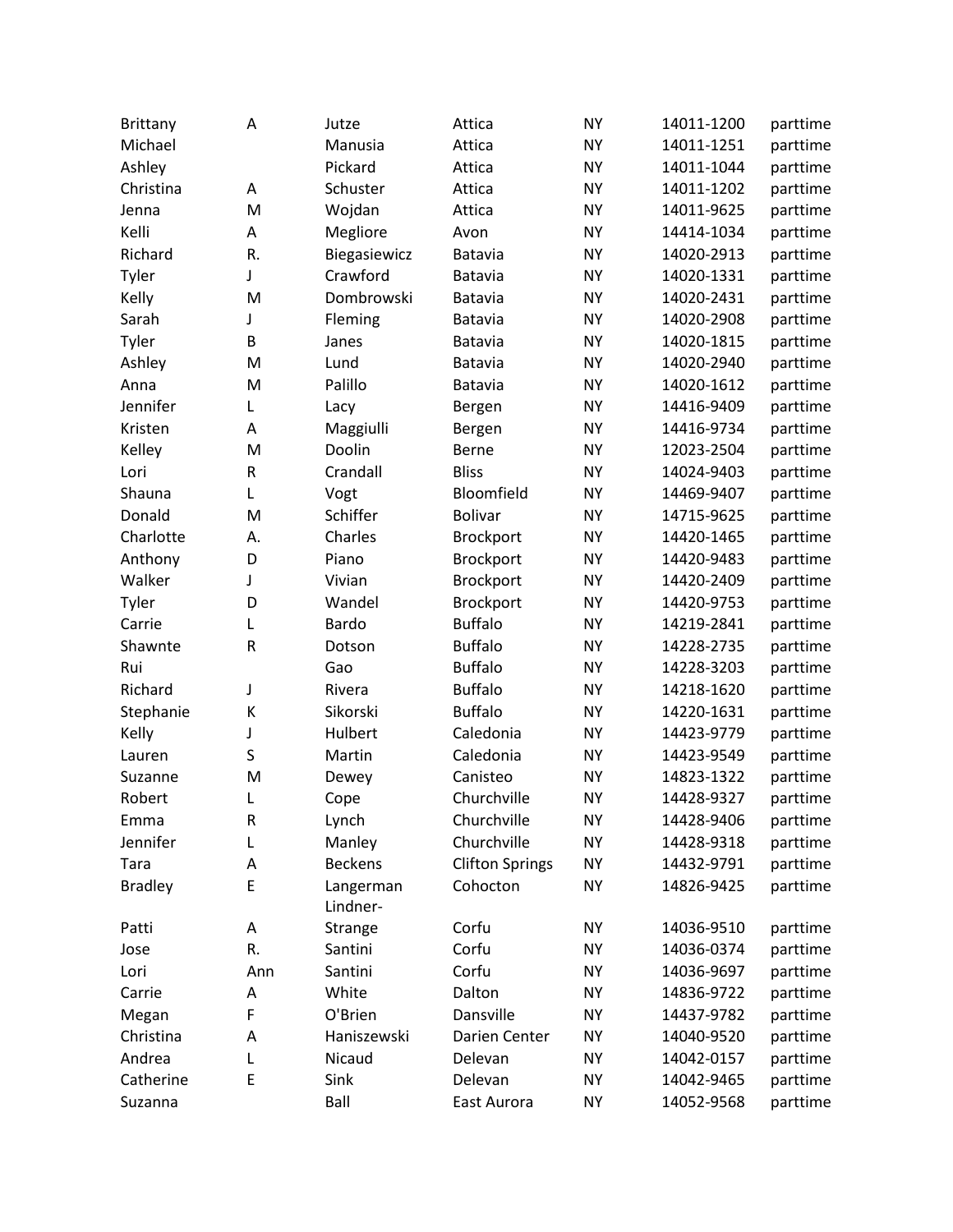| | | | | | | |
|---|---|---|---|---|---|---|
| Brittany | A | Jutze | Attica | NY | 14011-1200 | parttime |
| Michael | | Manusia | Attica | NY | 14011-1251 | parttime |
| Ashley | | Pickard | Attica | NY | 14011-1044 | parttime |
| Christina | A | Schuster | Attica | NY | 14011-1202 | parttime |
| Jenna | M | Wojdan | Attica | NY | 14011-9625 | parttime |
| Kelli | A | Megliore | Avon | NY | 14414-1034 | parttime |
| Richard | R. | Biegasiewicz | Batavia | NY | 14020-2913 | parttime |
| Tyler | J | Crawford | Batavia | NY | 14020-1331 | parttime |
| Kelly | M | Dombrowski | Batavia | NY | 14020-2431 | parttime |
| Sarah | J | Fleming | Batavia | NY | 14020-2908 | parttime |
| Tyler | B | Janes | Batavia | NY | 14020-1815 | parttime |
| Ashley | M | Lund | Batavia | NY | 14020-2940 | parttime |
| Anna | M | Palillo | Batavia | NY | 14020-1612 | parttime |
| Jennifer | L | Lacy | Bergen | NY | 14416-9409 | parttime |
| Kristen | A | Maggiulli | Bergen | NY | 14416-9734 | parttime |
| Kelley | M | Doolin | Berne | NY | 12023-2504 | parttime |
| Lori | R | Crandall | Bliss | NY | 14024-9403 | parttime |
| Shauna | L | Vogt | Bloomfield | NY | 14469-9407 | parttime |
| Donald | M | Schiffer | Bolivar | NY | 14715-9625 | parttime |
| Charlotte | A. | Charles | Brockport | NY | 14420-1465 | parttime |
| Anthony | D | Piano | Brockport | NY | 14420-9483 | parttime |
| Walker | J | Vivian | Brockport | NY | 14420-2409 | parttime |
| Tyler | D | Wandel | Brockport | NY | 14420-9753 | parttime |
| Carrie | L | Bardo | Buffalo | NY | 14219-2841 | parttime |
| Shawnte | R | Dotson | Buffalo | NY | 14228-2735 | parttime |
| Rui | | Gao | Buffalo | NY | 14228-3203 | parttime |
| Richard | J | Rivera | Buffalo | NY | 14218-1620 | parttime |
| Stephanie | K | Sikorski | Buffalo | NY | 14220-1631 | parttime |
| Kelly | J | Hulbert | Caledonia | NY | 14423-9779 | parttime |
| Lauren | S | Martin | Caledonia | NY | 14423-9549 | parttime |
| Suzanne | M | Dewey | Canisteo | NY | 14823-1322 | parttime |
| Robert | L | Cope | Churchville | NY | 14428-9327 | parttime |
| Emma | R | Lynch | Churchville | NY | 14428-9406 | parttime |
| Jennifer | L | Manley | Churchville | NY | 14428-9318 | parttime |
| Tara | A | Beckens | Clifton Springs | NY | 14432-9791 | parttime |
| Bradley | E | Langerman | Cohocton | NY | 14826-9425 | parttime |
| Patti | A | Lindner-Strange | Corfu | NY | 14036-9510 | parttime |
| Jose | R. | Santini | Corfu | NY | 14036-0374 | parttime |
| Lori | Ann | Santini | Corfu | NY | 14036-9697 | parttime |
| Carrie | A | White | Dalton | NY | 14836-9722 | parttime |
| Megan | F | O'Brien | Dansville | NY | 14437-9782 | parttime |
| Christina | A | Haniszewski | Darien Center | NY | 14040-9520 | parttime |
| Andrea | L | Nicaud | Delevan | NY | 14042-0157 | parttime |
| Catherine | E | Sink | Delevan | NY | 14042-9465 | parttime |
| Suzanna | | Ball | East Aurora | NY | 14052-9568 | parttime |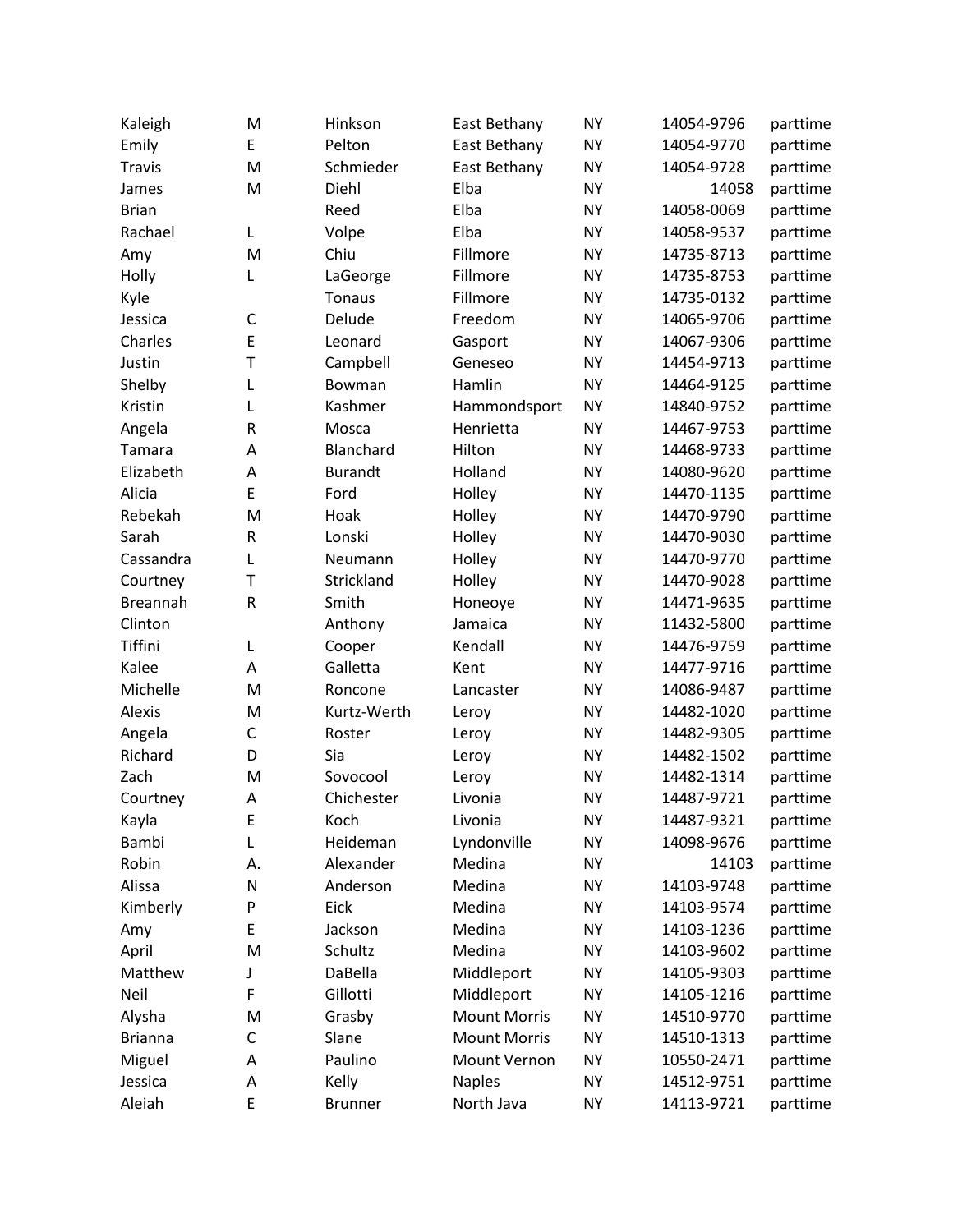| | | | | | | |
|---|---|---|---|---|---|---|
| Kaleigh | M | Hinkson | East Bethany | NY | 14054-9796 | parttime |
| Emily | E | Pelton | East Bethany | NY | 14054-9770 | parttime |
| Travis | M | Schmieder | East Bethany | NY | 14054-9728 | parttime |
| James | M | Diehl | Elba | NY | 14058 | parttime |
| Brian | | Reed | Elba | NY | 14058-0069 | parttime |
| Rachael | L | Volpe | Elba | NY | 14058-9537 | parttime |
| Amy | M | Chiu | Fillmore | NY | 14735-8713 | parttime |
| Holly | L | LaGeorge | Fillmore | NY | 14735-8753 | parttime |
| Kyle | | Tonaus | Fillmore | NY | 14735-0132 | parttime |
| Jessica | C | Delude | Freedom | NY | 14065-9706 | parttime |
| Charles | E | Leonard | Gasport | NY | 14067-9306 | parttime |
| Justin | T | Campbell | Geneseo | NY | 14454-9713 | parttime |
| Shelby | L | Bowman | Hamlin | NY | 14464-9125 | parttime |
| Kristin | L | Kashmer | Hammondsport | NY | 14840-9752 | parttime |
| Angela | R | Mosca | Henrietta | NY | 14467-9753 | parttime |
| Tamara | A | Blanchard | Hilton | NY | 14468-9733 | parttime |
| Elizabeth | A | Burandt | Holland | NY | 14080-9620 | parttime |
| Alicia | E | Ford | Holley | NY | 14470-1135 | parttime |
| Rebekah | M | Hoak | Holley | NY | 14470-9790 | parttime |
| Sarah | R | Lonski | Holley | NY | 14470-9030 | parttime |
| Cassandra | L | Neumann | Holley | NY | 14470-9770 | parttime |
| Courtney | T | Strickland | Holley | NY | 14470-9028 | parttime |
| Breannah | R | Smith | Honeoye | NY | 14471-9635 | parttime |
| Clinton | | Anthony | Jamaica | NY | 11432-5800 | parttime |
| Tiffini | L | Cooper | Kendall | NY | 14476-9759 | parttime |
| Kalee | A | Galletta | Kent | NY | 14477-9716 | parttime |
| Michelle | M | Roncone | Lancaster | NY | 14086-9487 | parttime |
| Alexis | M | Kurtz-Werth | Leroy | NY | 14482-1020 | parttime |
| Angela | C | Roster | Leroy | NY | 14482-9305 | parttime |
| Richard | D | Sia | Leroy | NY | 14482-1502 | parttime |
| Zach | M | Sovocool | Leroy | NY | 14482-1314 | parttime |
| Courtney | A | Chichester | Livonia | NY | 14487-9721 | parttime |
| Kayla | E | Koch | Livonia | NY | 14487-9321 | parttime |
| Bambi | L | Heideman | Lyndonville | NY | 14098-9676 | parttime |
| Robin | A. | Alexander | Medina | NY | 14103 | parttime |
| Alissa | N | Anderson | Medina | NY | 14103-9748 | parttime |
| Kimberly | P | Eick | Medina | NY | 14103-9574 | parttime |
| Amy | E | Jackson | Medina | NY | 14103-1236 | parttime |
| April | M | Schultz | Medina | NY | 14103-9602 | parttime |
| Matthew | J | DaBella | Middleport | NY | 14105-9303 | parttime |
| Neil | F | Gillotti | Middleport | NY | 14105-1216 | parttime |
| Alysha | M | Grasby | Mount Morris | NY | 14510-9770 | parttime |
| Brianna | C | Slane | Mount Morris | NY | 14510-1313 | parttime |
| Miguel | A | Paulino | Mount Vernon | NY | 10550-2471 | parttime |
| Jessica | A | Kelly | Naples | NY | 14512-9751 | parttime |
| Aleiah | E | Brunner | North Java | NY | 14113-9721 | parttime |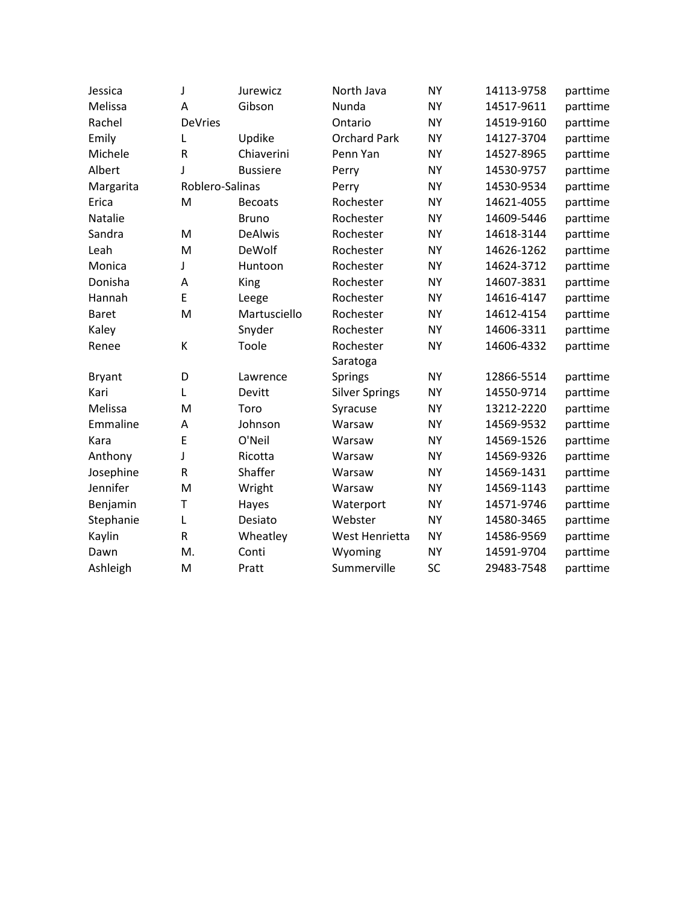| | | | | | | |
|---|---|---|---|---|---|---|
| Jessica | J | Jurewicz | North Java | NY | 14113-9758 | parttime |
| Melissa | A | Gibson | Nunda | NY | 14517-9611 | parttime |
| Rachel | DeVries | | Ontario | NY | 14519-9160 | parttime |
| Emily | L | Updike | Orchard Park | NY | 14127-3704 | parttime |
| Michele | R | Chiaverini | Penn Yan | NY | 14527-8965 | parttime |
| Albert | J | Bussiere | Perry | NY | 14530-9757 | parttime |
| Margarita | Roblero-Salinas | | Perry | NY | 14530-9534 | parttime |
| Erica | M | Becoats | Rochester | NY | 14621-4055 | parttime |
| Natalie | | Bruno | Rochester | NY | 14609-5446 | parttime |
| Sandra | M | DeAlwis | Rochester | NY | 14618-3144 | parttime |
| Leah | M | DeWolf | Rochester | NY | 14626-1262 | parttime |
| Monica | J | Huntoon | Rochester | NY | 14624-3712 | parttime |
| Donisha | A | King | Rochester | NY | 14607-3831 | parttime |
| Hannah | E | Leege | Rochester | NY | 14616-4147 | parttime |
| Baret | M | Martusciello | Rochester | NY | 14612-4154 | parttime |
| Kaley | | Snyder | Rochester | NY | 14606-3311 | parttime |
| Renee | K | Toole | Rochester | NY | 14606-4332 | parttime |
| Bryant | D | Lawrence | Saratoga Springs | NY | 12866-5514 | parttime |
| Kari | L | Devitt | Silver Springs | NY | 14550-9714 | parttime |
| Melissa | M | Toro | Syracuse | NY | 13212-2220 | parttime |
| Emmaline | A | Johnson | Warsaw | NY | 14569-9532 | parttime |
| Kara | E | O'Neil | Warsaw | NY | 14569-1526 | parttime |
| Anthony | J | Ricotta | Warsaw | NY | 14569-9326 | parttime |
| Josephine | R | Shaffer | Warsaw | NY | 14569-1431 | parttime |
| Jennifer | M | Wright | Warsaw | NY | 14569-1143 | parttime |
| Benjamin | T | Hayes | Waterport | NY | 14571-9746 | parttime |
| Stephanie | L | Desiato | Webster | NY | 14580-3465 | parttime |
| Kaylin | R | Wheatley | West Henrietta | NY | 14586-9569 | parttime |
| Dawn | M. | Conti | Wyoming | NY | 14591-9704 | parttime |
| Ashleigh | M | Pratt | Summerville | SC | 29483-7548 | parttime |